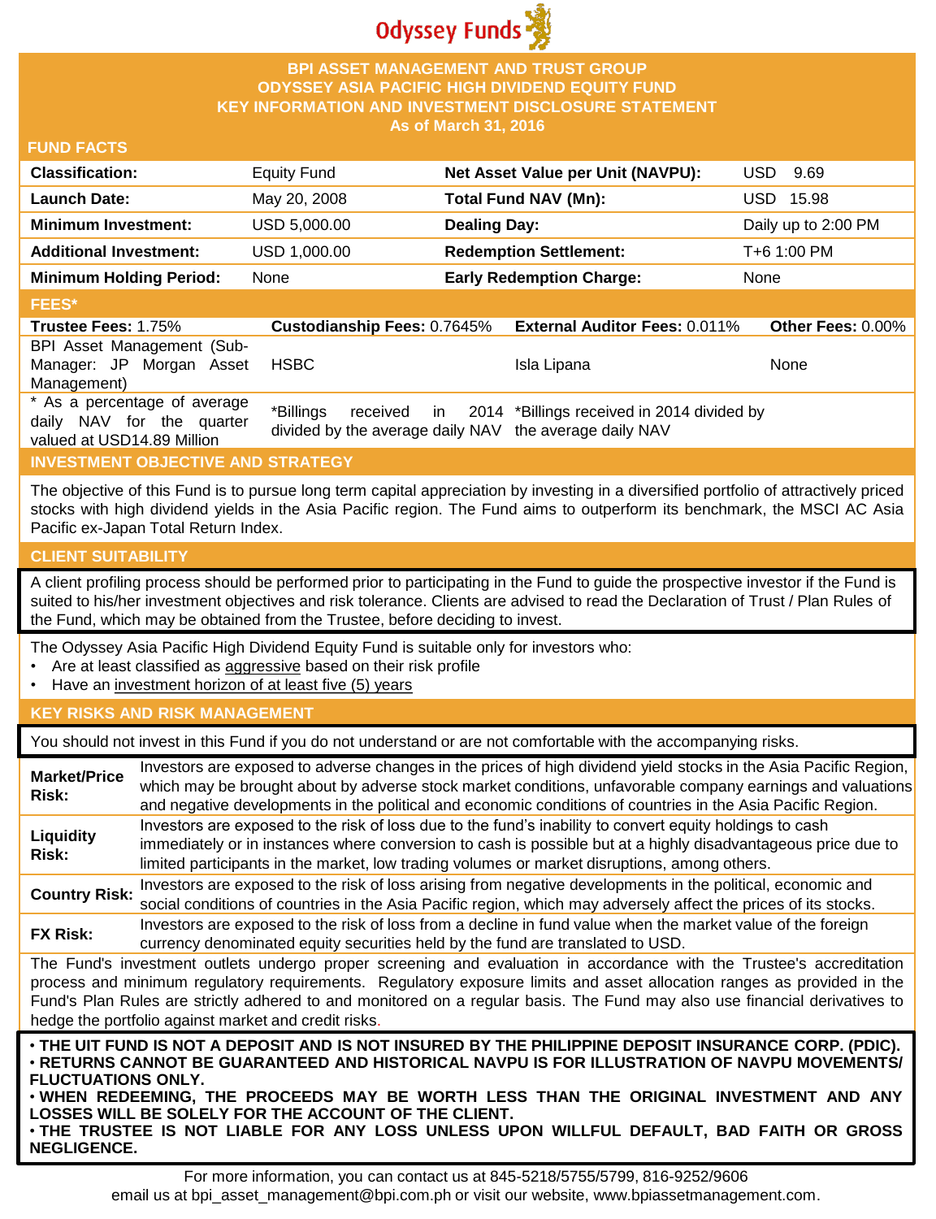Odyssey Funds

# BPI ASSET MANAGEMENT AND TRUST GROUP
# ODYSSEY ASIA PACIFIC HIGH DIVIDEND EQUITY FUND
# KEY INFORMATION AND INVESTMENT DISCLOSURE STATEMENT
## As of March 31, 2016

## FUND FACTS

| | | | |
|---|---|---|---|
| **Classification:** | Equity Fund | **Net Asset Value per Unit (NAVPU):** | USD 9.69 |
| **Launch Date:** | May 20, 2008 | **Total Fund NAV (Mn):** | USD 15.98 |
| **Minimum Investment:** | USD 5,000.00 | **Dealing Day:** | Daily up to 2:00 PM |
| **Additional Investment:** | USD 1,000.00 | **Redemption Settlement:** | T+6 1:00 PM |
| **Minimum Holding Period:** | None | **Early Redemption Charge:** | None |

## FEES*

| **Trustee Fees:** 1.75% | **Custodianship Fees:** 0.7645% | **External Auditor Fees:** 0.011% | **Other Fees:** 0.00% |
|---|---|---|---|
| BPI Asset Management (Sub-Manager: JP Morgan Asset Management) | HSBC | Isla Lipana | None |
| * As a percentage of average daily NAV for the quarter valued at USD14.89 Million | *Billings received in 2014 divided by the average daily NAV | *Billings received in 2014 divided by the average daily NAV | |

## INVESTMENT OBJECTIVE AND STRATEGY

The objective of this Fund is to pursue long term capital appreciation by investing in a diversified portfolio of attractively priced stocks with high dividend yields in the Asia Pacific region. The Fund aims to outperform its benchmark, the MSCI AC Asia Pacific ex-Japan Total Return Index.

## CLIENT SUITABILITY

A client profiling process should be performed prior to participating in the Fund to guide the prospective investor if the Fund is suited to his/her investment objectives and risk tolerance. Clients are advised to read the Declaration of Trust / Plan Rules of the Fund, which may be obtained from the Trustee, before deciding to invest.

The Odyssey Asia Pacific High Dividend Equity Fund is suitable only for investors who:

- Are at least classified as aggressive based on their risk profile
- Have an investment horizon of at least five (5) years

## KEY RISKS AND RISK MANAGEMENT

You should not invest in this Fund if you do not understand or are not comfortable with the accompanying risks.

| | |
|---|---|
| **Market/Price Risk:** | Investors are exposed to adverse changes in the prices of high dividend yield stocks in the Asia Pacific Region, which may be brought about by adverse stock market conditions, unfavorable company earnings and valuations and negative developments in the political and economic conditions of countries in the Asia Pacific Region. |
| **Liquidity Risk:** | Investors are exposed to the risk of loss due to the fund's inability to convert equity holdings to cash immediately or in instances where conversion to cash is possible but at a highly disadvantageous price due to limited participants in the market, low trading volumes or market disruptions, among others. |
| **Country Risk:** | Investors are exposed to the risk of loss arising from negative developments in the political, economic and social conditions of countries in the Asia Pacific region, which may adversely affect the prices of its stocks. |
| **FX Risk:** | Investors are exposed to the risk of loss from a decline in fund value when the market value of the foreign currency denominated equity securities held by the fund are translated to USD. |

The Fund's investment outlets undergo proper screening and evaluation in accordance with the Trustee's accreditation process and minimum regulatory requirements. Regulatory exposure limits and asset allocation ranges as provided in the Fund's Plan Rules are strictly adhered to and monitored on a regular basis. The Fund may also use financial derivatives to hedge the portfolio against market and credit risks.

- **THE UIT FUND IS NOT A DEPOSIT AND IS NOT INSURED BY THE PHILIPPINE DEPOSIT INSURANCE CORP. (PDIC).**
- **RETURNS CANNOT BE GUARANTEED AND HISTORICAL NAVPU IS FOR ILLUSTRATION OF NAVPU MOVEMENTS/ FLUCTUATIONS ONLY.**
- **WHEN REDEEMING, THE PROCEEDS MAY BE WORTH LESS THAN THE ORIGINAL INVESTMENT AND ANY LOSSES WILL BE SOLELY FOR THE ACCOUNT OF THE CLIENT.**
- **THE TRUSTEE IS NOT LIABLE FOR ANY LOSS UNLESS UPON WILLFUL DEFAULT, BAD FAITH OR GROSS NEGLIGENCE.**

For more information, you can contact us at 845-5218/5755/5799, 816-9252/9606
email us at bpi_asset_management@bpi.com.ph or visit our website, www.bpiassetmanagement.com.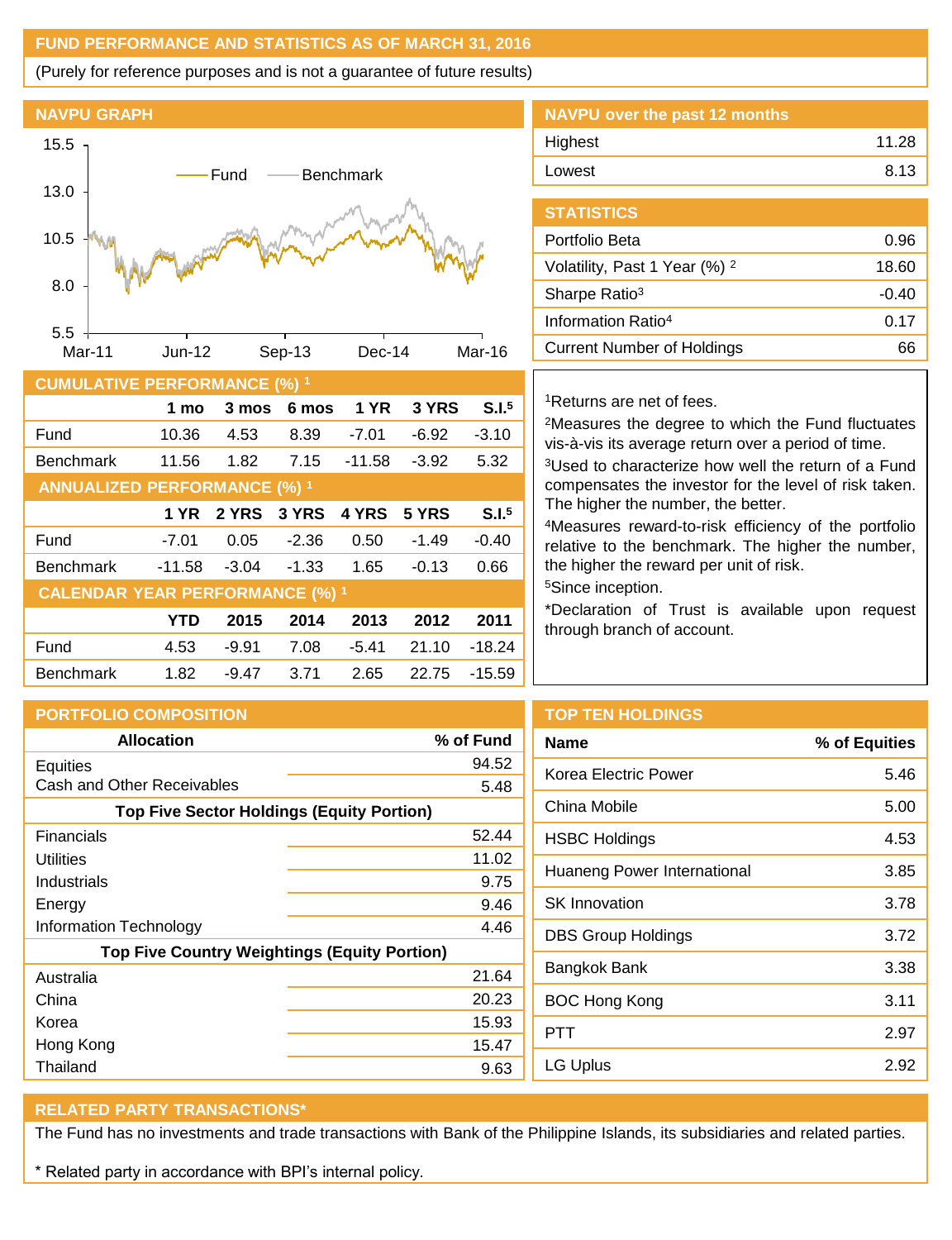## FUND PERFORMANCE AND STATISTICS AS OF MARCH 31, 2016

(Purely for reference purposes and is not a guarantee of future results)

### NAVPU GRAPH

Fund — Benchmark

15.5, 13.0, 10.5, 8.0, 5.5

Mar-11, Jun-12, Sep-13, Dec-14, Mar-16

### NAVPU over the past 12 months

| | |
|---|---|
| Highest | 11.28 |
| Lowest | 8.13 |

### STATISTICS

| | |
|---|---|
| Portfolio Beta | 0.96 |
| Volatility, Past 1 Year (%) [2] | 18.60 |
| Sharpe Ratio[3] | -0.40 |
| Information Ratio[4] | 0.17 |
| Current Number of Holdings | 66 |

### CUMULATIVE PERFORMANCE (%) [1]

| | 1 mo | 3 mos | 6 mos | 1 YR | 3 YRS | S.I.[5] |
|---|---|---|---|---|---|---|
| Fund | 10.36 | 4.53 | 8.39 | -7.01 | -6.92 | -3.10 |
| Benchmark | 11.56 | 1.82 | 7.15 | -11.58 | -3.92 | 5.32 |

### ANNUALIZED PERFORMANCE (%) [1]

| | 1 YR | 2 YRS | 3 YRS | 4 YRS | 5 YRS | S.I.[5] |
|---|---|---|---|---|---|---|
| Fund | -7.01 | 0.05 | -2.36 | 0.50 | -1.49 | -0.40 |
| Benchmark | -11.58 | -3.04 | -1.33 | 1.65 | -0.13 | 0.66 |

### CALENDAR YEAR PERFORMANCE (%) [1]

| | YTD | 2015 | 2014 | 2013 | 2012 | 2011 |
|---|---|---|---|---|---|---|
| Fund | 4.53 | -9.91 | 7.08 | -5.41 | 21.10 | -18.24 |
| Benchmark | 1.82 | -9.47 | 3.71 | 2.65 | 22.75 | -15.59 |

[1]Returns are net of fees.

[2]Measures the degree to which the Fund fluctuates vis-à-vis its average return over a period of time.

[3]Used to characterize how well the return of a Fund compensates the investor for the level of risk taken. The higher the number, the better.

[4]Measures reward-to-risk efficiency of the portfolio relative to the benchmark. The higher the number, the higher the reward per unit of risk.

[5]Since inception.

*Declaration of Trust is available upon request through branch of account.

### PORTFOLIO COMPOSITION

| Allocation | % of Fund |
|---|---|
| Equities | 94.52 |
| Cash and Other Receivables | 5.48 |
| **Top Five Sector Holdings (Equity Portion)** | |
| Financials | 52.44 |
| Utilities | 11.02 |
| Industrials | 9.75 |
| Energy | 9.46 |
| Information Technology | 4.46 |
| **Top Five Country Weightings (Equity Portion)** | |
| Australia | 21.64 |
| China | 20.23 |
| Korea | 15.93 |
| Hong Kong | 15.47 |
| Thailand | 9.63 |

### TOP TEN HOLDINGS

| Name | % of Equities |
|---|---|
| Korea Electric Power | 5.46 |
| China Mobile | 5.00 |
| HSBC Holdings | 4.53 |
| Huaneng Power International | 3.85 |
| SK Innovation | 3.78 |
| DBS Group Holdings | 3.72 |
| Bangkok Bank | 3.38 |
| BOC Hong Kong | 3.11 |
| PTT | 2.97 |
| LG Uplus | 2.92 |

### RELATED PARTY TRANSACTIONS*

The Fund has no investments and trade transactions with Bank of the Philippine Islands, its subsidiaries and related parties.

* Related party in accordance with BPI's internal policy.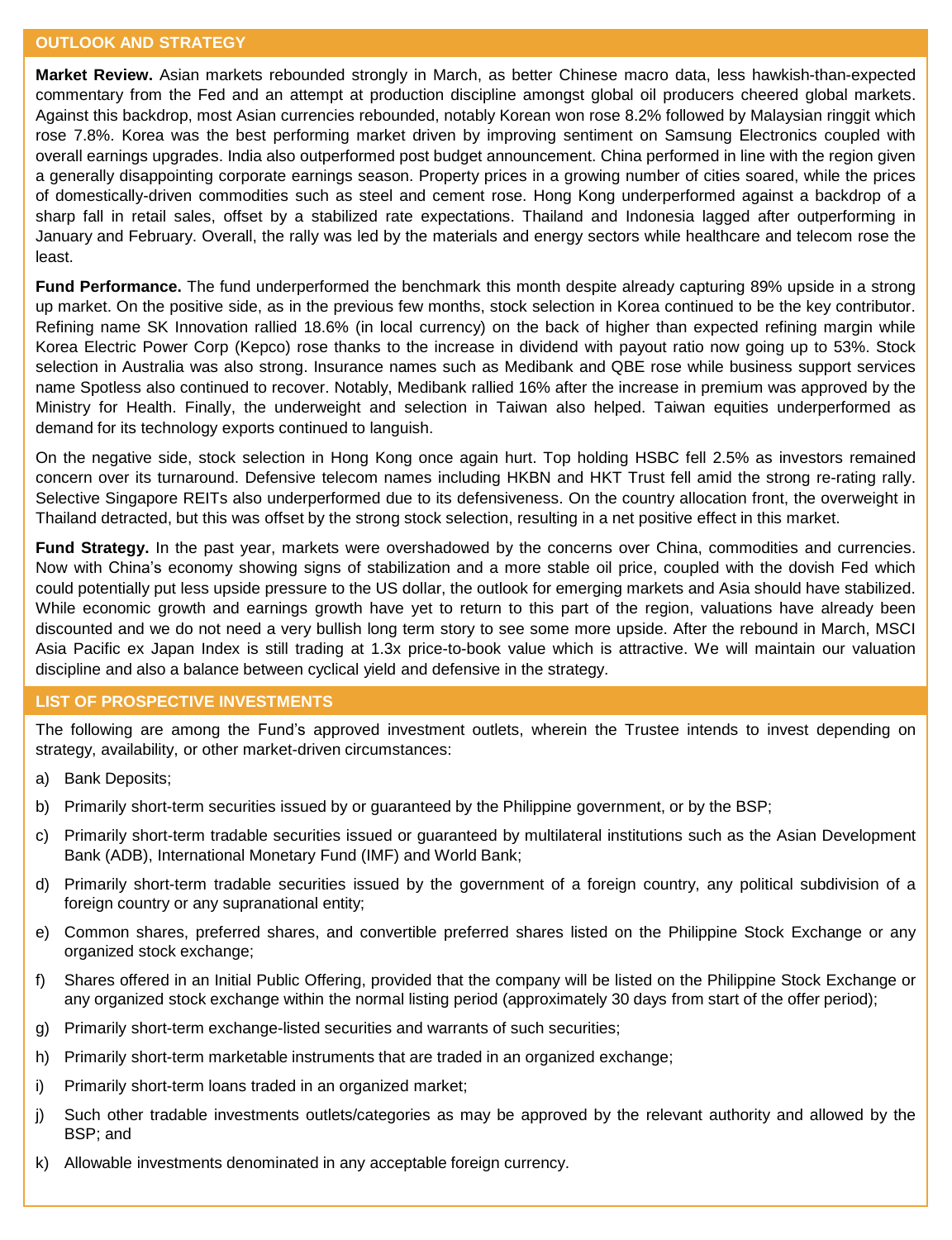## OUTLOOK AND STRATEGY

**Market Review.** Asian markets rebounded strongly in March, as better Chinese macro data, less hawkish-than-expected commentary from the Fed and an attempt at production discipline amongst global oil producers cheered global markets. Against this backdrop, most Asian currencies rebounded, notably Korean won rose 8.2% followed by Malaysian ringgit which rose 7.8%. Korea was the best performing market driven by improving sentiment on Samsung Electronics coupled with overall earnings upgrades. India also outperformed post budget announcement. China performed in line with the region given a generally disappointing corporate earnings season. Property prices in a growing number of cities soared, while the prices of domestically-driven commodities such as steel and cement rose. Hong Kong underperformed against a backdrop of a sharp fall in retail sales, offset by a stabilized rate expectations. Thailand and Indonesia lagged after outperforming in January and February. Overall, the rally was led by the materials and energy sectors while healthcare and telecom rose the least.

**Fund Performance.** The fund underperformed the benchmark this month despite already capturing 89% upside in a strong up market. On the positive side, as in the previous few months, stock selection in Korea continued to be the key contributor. Refining name SK Innovation rallied 18.6% (in local currency) on the back of higher than expected refining margin while Korea Electric Power Corp (Kepco) rose thanks to the increase in dividend with payout ratio now going up to 53%. Stock selection in Australia was also strong. Insurance names such as Medibank and QBE rose while business support services name Spotless also continued to recover. Notably, Medibank rallied 16% after the increase in premium was approved by the Ministry for Health. Finally, the underweight and selection in Taiwan also helped. Taiwan equities underperformed as demand for its technology exports continued to languish.

On the negative side, stock selection in Hong Kong once again hurt. Top holding HSBC fell 2.5% as investors remained concern over its turnaround. Defensive telecom names including HKBN and HKT Trust fell amid the strong re-rating rally. Selective Singapore REITs also underperformed due to its defensiveness. On the country allocation front, the overweight in Thailand detracted, but this was offset by the strong stock selection, resulting in a net positive effect in this market.

**Fund Strategy.** In the past year, markets were overshadowed by the concerns over China, commodities and currencies. Now with China's economy showing signs of stabilization and a more stable oil price, coupled with the dovish Fed which could potentially put less upside pressure to the US dollar, the outlook for emerging markets and Asia should have stabilized. While economic growth and earnings growth have yet to return to this part of the region, valuations have already been discounted and we do not need a very bullish long term story to see some more upside. After the rebound in March, MSCI Asia Pacific ex Japan Index is still trading at 1.3x price-to-book value which is attractive. We will maintain our valuation discipline and also a balance between cyclical yield and defensive in the strategy.

## LIST OF PROSPECTIVE INVESTMENTS

The following are among the Fund's approved investment outlets, wherein the Trustee intends to invest depending on strategy, availability, or other market-driven circumstances:

a) Bank Deposits;

b) Primarily short-term securities issued by or guaranteed by the Philippine government, or by the BSP;

c) Primarily short-term tradable securities issued or guaranteed by multilateral institutions such as the Asian Development Bank (ADB), International Monetary Fund (IMF) and World Bank;

d) Primarily short-term tradable securities issued by the government of a foreign country, any political subdivision of a foreign country or any supranational entity;

e) Common shares, preferred shares, and convertible preferred shares listed on the Philippine Stock Exchange or any organized stock exchange;

f) Shares offered in an Initial Public Offering, provided that the company will be listed on the Philippine Stock Exchange or any organized stock exchange within the normal listing period (approximately 30 days from start of the offer period);

g) Primarily short-term exchange-listed securities and warrants of such securities;

h) Primarily short-term marketable instruments that are traded in an organized exchange;

i) Primarily short-term loans traded in an organized market;

j) Such other tradable investments outlets/categories as may be approved by the relevant authority and allowed by the BSP; and

k) Allowable investments denominated in any acceptable foreign currency.